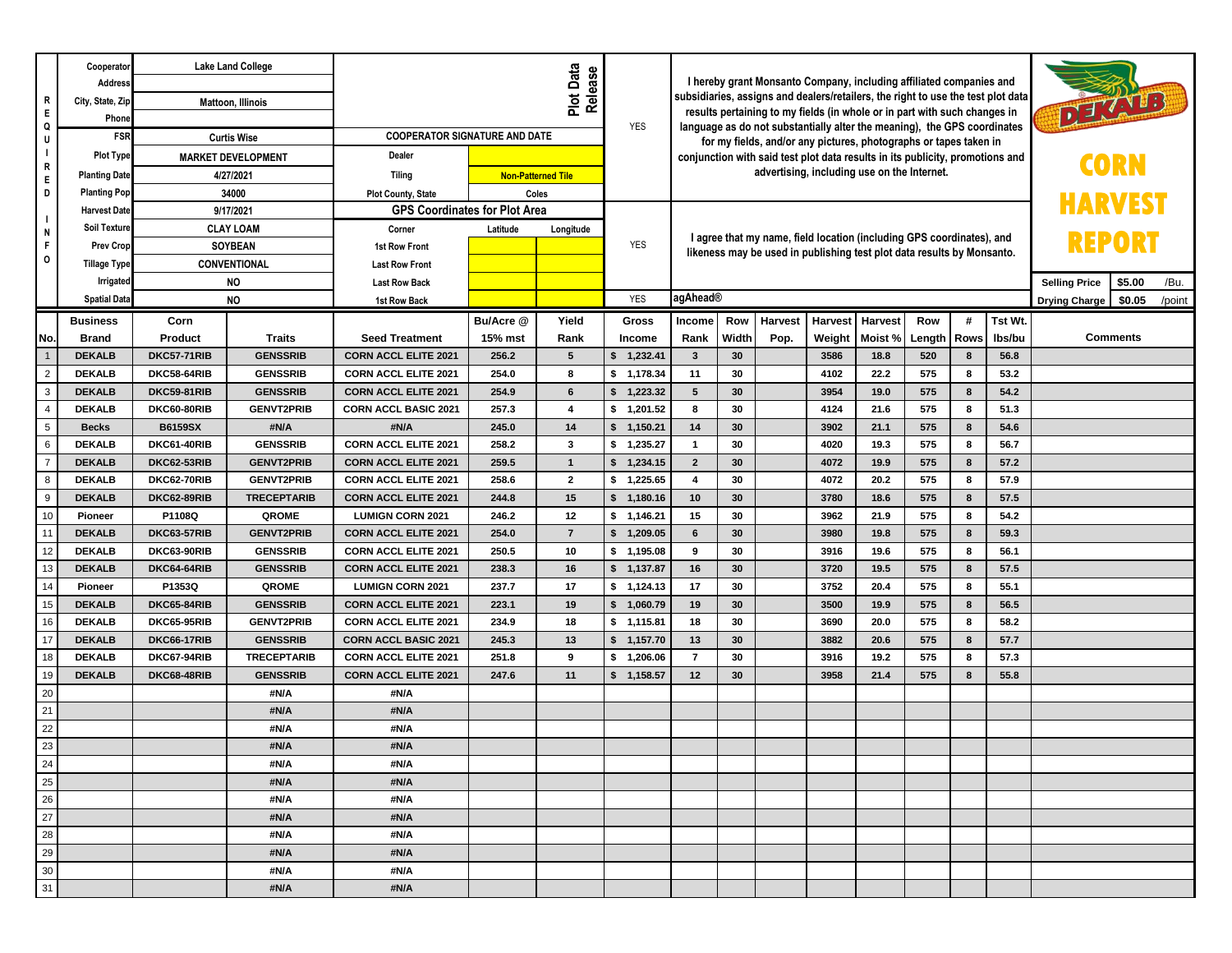# CORN HARVEST REPORT

DEKALB

| REQUIRED INFO | | |
|---|---|---|
| Cooperator | Lake Land College | |
| Address | | |
| City, State, Zip | Mattoon, Illinois | |
| Phone | | |
| FSR | Curtis Wise | |
| Plot Type | MARKET DEVELOPMENT | |
| Planting Date | 4/27/2021 | |
| Planting Pop | 34000 | |
| Harvest Date | 9/17/2021 | |
| Soil Texture | CLAY LOAM | |
| Prev Crop | SOYBEAN | |
| Tillage Type | CONVENTIONAL | |
| Irrigated | NO | |
| Spatial Data | NO | |

**Plot Data Release**

COOPERATOR SIGNATURE AND DATE

| | |
|---|---|
| Dealer | |
| Tiling | Non-Patterned Tile |
| Plot County, State | Coles |

**GPS Coordinates for Plot Area**

| Corner | Latitude | Longitude |
|---|---|---|
| 1st Row Front | | |
| Last Row Front | | |
| Last Row Back | | |
| 1st Row Back | | |

YES — I hereby grant Monsanto Company, including affiliated companies and subsidiaries, assigns and dealers/retailers, the right to use the test plot data results pertaining to my fields (in whole or in part with such changes in language as do not substantially alter the meaning), the GPS coordinates for my fields, and/or any pictures, photographs or tapes taken in conjunction with said test plot data results in its publicity, promotions and advertising, including use on the Internet.

YES — I agree that my name, field location (including GPS coordinates), and likeness may be used in publishing test plot data results by Monsanto.

YES — agAhead®

| Selling Price | $5.00 | /Bu. |
|---|---|---|
| Drying Charge | $0.05 | /point |

| No. | Business Brand | Corn Product | Traits | Seed Treatment | Bu/Acre @ 15% mst | Yield Rank | Gross Income | Income Rank | Row Width | Harvest Pop. | Harvest Weight | Harvest Moist % | Row Length | # Rows | Tst Wt. lbs/bu | Comments |
|---|---|---|---|---|---|---|---|---|---|---|---|---|---|---|---|---|
| 1 | DEKALB | DKC57-71RIB | GENSSRIB | CORN ACCL ELITE 2021 | 256.2 | 5 | $ 1,232.41 | 3 | 30 | | 3586 | 18.8 | 520 | 8 | 56.8 | |
| 2 | DEKALB | DKC58-64RIB | GENSSRIB | CORN ACCL ELITE 2021 | 254.0 | 8 | $ 1,178.34 | 11 | 30 | | 4102 | 22.2 | 575 | 8 | 53.2 | |
| 3 | DEKALB | DKC59-81RIB | GENSSRIB | CORN ACCL ELITE 2021 | 254.9 | 6 | $ 1,223.32 | 5 | 30 | | 3954 | 19.0 | 575 | 8 | 54.2 | |
| 4 | DEKALB | DKC60-80RIB | GENVT2PRIB | CORN ACCL BASIC 2021 | 257.3 | 4 | $ 1,201.52 | 8 | 30 | | 4124 | 21.6 | 575 | 8 | 51.3 | |
| 5 | Becks | B6159SX | #N/A | #N/A | 245.0 | 14 | $ 1,150.21 | 14 | 30 | | 3902 | 21.1 | 575 | 8 | 54.6 | |
| 6 | DEKALB | DKC61-40RIB | GENSSRIB | CORN ACCL ELITE 2021 | 258.2 | 3 | $ 1,235.27 | 1 | 30 | | 4020 | 19.3 | 575 | 8 | 56.7 | |
| 7 | DEKALB | DKC62-53RIB | GENVT2PRIB | CORN ACCL ELITE 2021 | 259.5 | 1 | $ 1,234.15 | 2 | 30 | | 4072 | 19.9 | 575 | 8 | 57.2 | |
| 8 | DEKALB | DKC62-70RIB | GENVT2PRIB | CORN ACCL ELITE 2021 | 258.6 | 2 | $ 1,225.65 | 4 | 30 | | 4072 | 20.2 | 575 | 8 | 57.9 | |
| 9 | DEKALB | DKC62-89RIB | TRECEPTARIB | CORN ACCL ELITE 2021 | 244.8 | 15 | $ 1,180.16 | 10 | 30 | | 3780 | 18.6 | 575 | 8 | 57.5 | |
| 10 | Pioneer | P1108Q | QROME | LUMIGN CORN 2021 | 246.2 | 12 | $ 1,146.21 | 15 | 30 | | 3962 | 21.9 | 575 | 8 | 54.2 | |
| 11 | DEKALB | DKC63-57RIB | GENVT2PRIB | CORN ACCL ELITE 2021 | 254.0 | 7 | $ 1,209.05 | 6 | 30 | | 3980 | 19.8 | 575 | 8 | 59.3 | |
| 12 | DEKALB | DKC63-90RIB | GENSSRIB | CORN ACCL ELITE 2021 | 250.5 | 10 | $ 1,195.08 | 9 | 30 | | 3916 | 19.6 | 575 | 8 | 56.1 | |
| 13 | DEKALB | DKC64-64RIB | GENSSRIB | CORN ACCL ELITE 2021 | 238.3 | 16 | $ 1,137.87 | 16 | 30 | | 3720 | 19.5 | 575 | 8 | 57.5 | |
| 14 | Pioneer | P1353Q | QROME | LUMIGN CORN 2021 | 237.7 | 17 | $ 1,124.13 | 17 | 30 | | 3752 | 20.4 | 575 | 8 | 55.1 | |
| 15 | DEKALB | DKC65-84RIB | GENSSRIB | CORN ACCL ELITE 2021 | 223.1 | 19 | $ 1,060.79 | 19 | 30 | | 3500 | 19.9 | 575 | 8 | 56.5 | |
| 16 | DEKALB | DKC65-95RIB | GENVT2PRIB | CORN ACCL ELITE 2021 | 234.9 | 18 | $ 1,115.81 | 18 | 30 | | 3690 | 20.0 | 575 | 8 | 58.2 | |
| 17 | DEKALB | DKC66-17RIB | GENSSRIB | CORN ACCL BASIC 2021 | 245.3 | 13 | $ 1,157.70 | 13 | 30 | | 3882 | 20.6 | 575 | 8 | 57.7 | |
| 18 | DEKALB | DKC67-94RIB | TRECEPTARIB | CORN ACCL ELITE 2021 | 251.8 | 9 | $ 1,206.06 | 7 | 30 | | 3916 | 19.2 | 575 | 8 | 57.3 | |
| 19 | DEKALB | DKC68-48RIB | GENSSRIB | CORN ACCL ELITE 2021 | 247.6 | 11 | $ 1,158.57 | 12 | 30 | | 3958 | 21.4 | 575 | 8 | 55.8 | |
| 20 | | | #N/A | #N/A | | | | | | | | | | | | |
| 21 | | | #N/A | #N/A | | | | | | | | | | | | |
| 22 | | | #N/A | #N/A | | | | | | | | | | | | |
| 23 | | | #N/A | #N/A | | | | | | | | | | | | |
| 24 | | | #N/A | #N/A | | | | | | | | | | | | |
| 25 | | | #N/A | #N/A | | | | | | | | | | | | |
| 26 | | | #N/A | #N/A | | | | | | | | | | | | |
| 27 | | | #N/A | #N/A | | | | | | | | | | | | |
| 28 | | | #N/A | #N/A | | | | | | | | | | | | |
| 29 | | | #N/A | #N/A | | | | | | | | | | | | |
| 30 | | | #N/A | #N/A | | | | | | | | | | | | |
| 31 | | | #N/A | #N/A | | | | | | | | | | | | |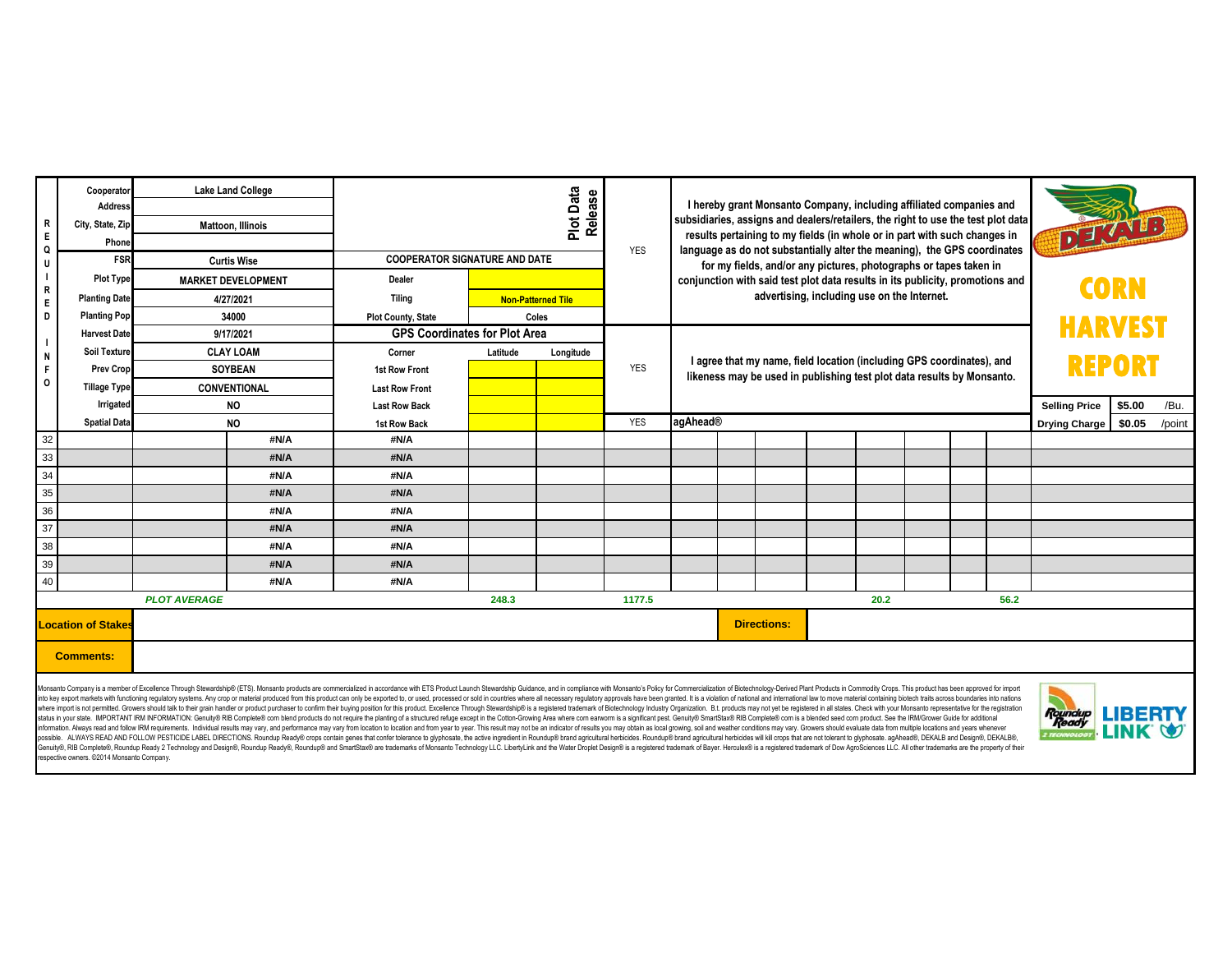| | | |
|---|---|---|
| REQUIRED INFO | Cooperator | Lake Land College |
| | Address | |
| | City, State, Zip | Mattoon, Illinois |
| | Phone | |
| | FSR | Curtis Wise |
| | Plot Type | MARKET DEVELOPMENT |
| | Planting Date | 4/27/2021 |
| | Planting Pop | 34000 |
| | Harvest Date | 9/17/2021 |
| | Soil Texture | CLAY LOAM |
| | Prev Crop | SOYBEAN |
| | Tillage Type | CONVENTIONAL |
| | Irrigated | NO |
| | Spatial Data | NO |

**Plot Data Release**

COOPERATOR SIGNATURE AND DATE

| | | |
|---|---|---|
| Dealer | | |
| Tiling | Non-Patterned Tile | |
| Plot County, State | Coles | |

**GPS Coordinates for Plot Area**

| Corner | Latitude | Longitude |
|---|---|---|
| 1st Row Front | | |
| Last Row Front | | |
| Last Row Back | | |
| 1st Row Back | | |

YES — I hereby grant Monsanto Company, including affiliated companies and subsidiaries, assigns and dealers/retailers, the right to use the test plot data results pertaining to my fields (in whole or in part with such changes in language as do not substantially alter the meaning), the GPS coordinates for my fields, and/or any pictures, photographs or tapes taken in conjunction with said test plot data results in its publicity, promotions and advertising, including use on the Internet.

YES — I agree that my name, field location (including GPS coordinates), and likeness may be used in publishing test plot data results by Monsanto.

YES — agAhead®

DEKALB

# CORN HARVEST REPORT

| | | |
|---|---|---|
| Selling Price | $5.00 | /Bu. |
| Drying Charge | $0.05 | /point |

| | | | | | | | | | | | | | | | | | |
|---|---|---|---|---|---|---|---|---|---|---|---|---|---|---|---|---|---|
| 32 | | | #N/A | #N/A | | | | | | | | | | | | | |
| 33 | | | #N/A | #N/A | | | | | | | | | | | | | |
| 34 | | | #N/A | #N/A | | | | | | | | | | | | | |
| 35 | | | #N/A | #N/A | | | | | | | | | | | | | |
| 36 | | | #N/A | #N/A | | | | | | | | | | | | | |
| 37 | | | #N/A | #N/A | | | | | | | | | | | | | |
| 38 | | | #N/A | #N/A | | | | | | | | | | | | | |
| 39 | | | #N/A | #N/A | | | | | | | | | | | | | |
| 40 | | | #N/A | #N/A | | | | | | | | | | | | | |
| | *PLOT AVERAGE* | | | | 248.3 | | 1177.5 | | | | | 20.2 | | | 56.2 | | |

**Location of Stakes**

**Directions:**

**Comments:**

Monsanto Company is a member of Excellence Through Stewardship® (ETS). Monsanto products are commercialized in accordance with ETS Product Launch Stewardship Guidance, and in compliance with Monsanto's Policy for Commercialization of Biotechnology-Derived Plant Products in Commodity Crops. This product has been approved for import into key export markets with functioning regulatory systems. Any crop or material produced from this product can only be exported to, or used, processed or sold in countries where all necessary regulatory approvals have been granted. It is a violation of national and international law to move material containing biotech traits across boundaries into nations where import is not permitted. Growers should talk to their grain handler or product purchaser to confirm their buying position for this product. Excellence Through Stewardship® is a registered trademark of Biotechnology Industry Organization. B.t. products may not yet be registered in all states. Check with your Monsanto representative for the registration status in your state. IMPORTANT IRM INFORMATION: Genuity® RIB Complete® corn blend products do not require the planting of a structured refuge except in the Cotton-Growing Area where corn earworm is a significant pest. Genuity® SmartStax® RIB Complete® corn is a blended seed corn product. See the IRM/Grower Guide for additional information. Always read and follow IRM requirements. Individual results may vary, and performance may vary from location to location and from year to year. This result may not be an indicator of results you may obtain as local growing, soil and weather conditions may vary. Growers should evaluate data from multiple locations and years whenever possible. ALWAYS READ AND FOLLOW PESTICIDE LABEL DIRECTIONS. Roundup Ready® crops contain genes that confer tolerance to glyphosate, the active ingredient in Roundup® brand agricultural herbicides. Roundup® brand agricultural herbicides will kill crops that are not tolerant to glyphosate. agAhead®, DEKALB and Design®, DEKALB®, Genuity®, RIB Complete®, Roundup Ready 2 Technology and Design®, Roundup Ready®, Roundup® and SmartStax® are trademarks of Monsanto Technology LLC. LibertyLink and the Water Droplet Design® is a registered trademark of Bayer. Herculex® is a registered trademark of Dow AgroSciences LLC. All other trademarks are the property of their respective owners. ©2014 Monsanto Company.

Roundup Ready 2 TECHNOLOGY · LIBERTY LINK